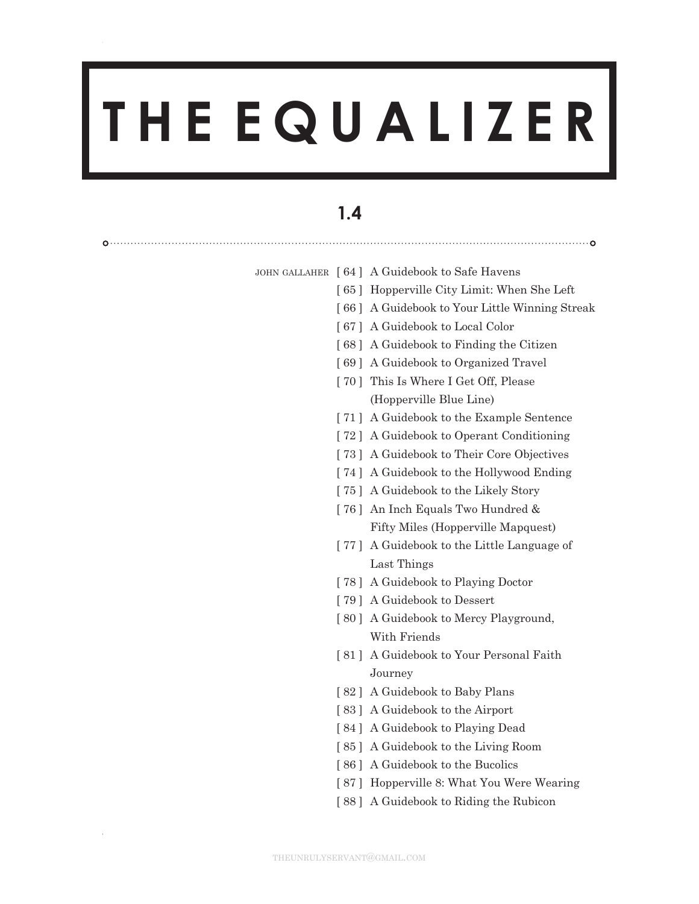# THE EQUALIZER

## 1.4

JOHN GALLAHER

[ 64 ] A Guidebook to Safe Havens
[ 65 ] Hopperville City Limit: When She Left
[ 66 ] A Guidebook to Your Little Winning Streak
[ 67 ] A Guidebook to Local Color
[ 68 ] A Guidebook to Finding the Citizen
[ 69 ] A Guidebook to Organized Travel
[ 70 ] This Is Where I Get Off, Please (Hopperville Blue Line)
[ 71 ] A Guidebook to the Example Sentence
[ 72 ] A Guidebook to Operant Conditioning
[ 73 ] A Guidebook to Their Core Objectives
[ 74 ] A Guidebook to the Hollywood Ending
[ 75 ] A Guidebook to the Likely Story
[ 76 ] An Inch Equals Two Hundred & Fifty Miles (Hopperville Mapquest)
[ 77 ] A Guidebook to the Little Language of Last Things
[ 78 ] A Guidebook to Playing Doctor
[ 79 ] A Guidebook to Dessert
[ 80 ] A Guidebook to Mercy Playground, With Friends
[ 81 ] A Guidebook to Your Personal Faith Journey
[ 82 ] A Guidebook to Baby Plans
[ 83 ] A Guidebook to the Airport
[ 84 ] A Guidebook to Playing Dead
[ 85 ] A Guidebook to the Living Room
[ 86 ] A Guidebook to the Bucolics
[ 87 ] Hopperville 8: What You Were Wearing
[ 88 ] A Guidebook to Riding the Rubicon

THEUNRULYSERVANT@GMAIL.COM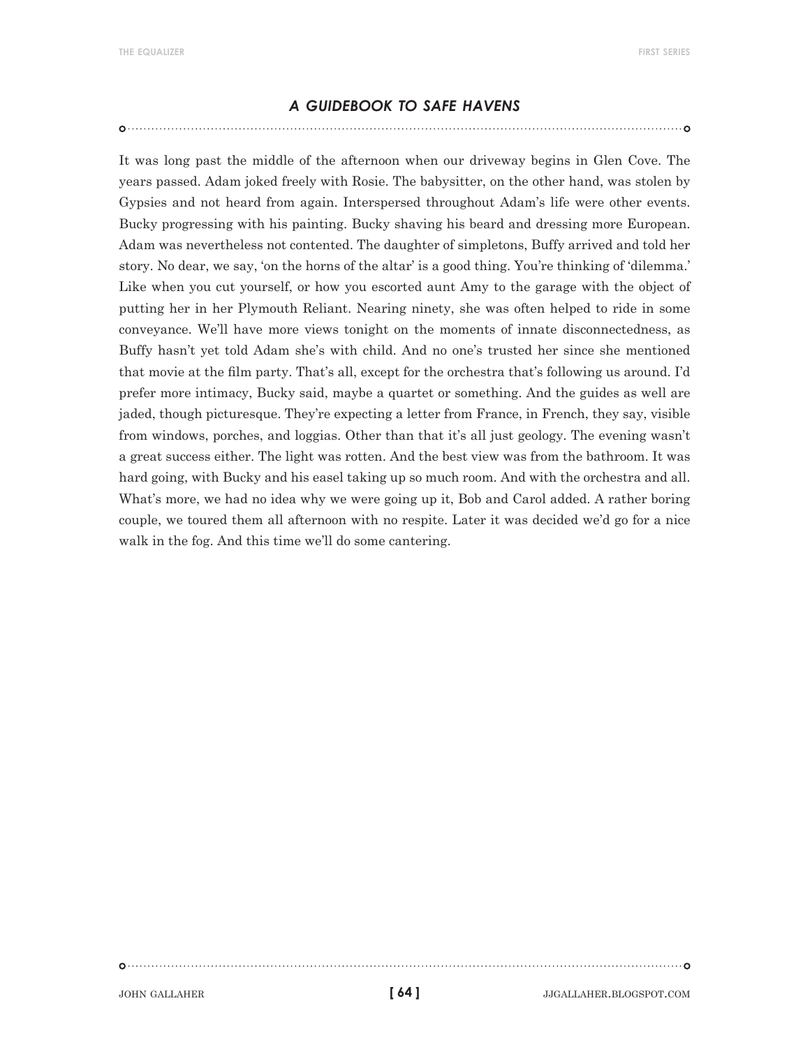## *A GUIDEBOOK TO SAFE HAVENS*

It was long past the middle of the afternoon when our driveway begins in Glen Cove. The years passed. Adam joked freely with Rosie. The babysitter, on the other hand, was stolen by Gypsies and not heard from again. Interspersed throughout Adam's life were other events. Bucky progressing with his painting. Bucky shaving his beard and dressing more European. Adam was nevertheless not contented. The daughter of simpletons, Buffy arrived and told her story. No dear, we say, 'on the horns of the altar' is a good thing. You're thinking of 'dilemma.' Like when you cut yourself, or how you escorted aunt Amy to the garage with the object of putting her in her Plymouth Reliant. Nearing ninety, she was often helped to ride in some conveyance. We'll have more views tonight on the moments of innate disconnectedness, as Buffy hasn't yet told Adam she's with child. And no one's trusted her since she mentioned that movie at the film party. That's all, except for the orchestra that's following us around. I'd prefer more intimacy, Bucky said, maybe a quartet or something. And the guides as well are jaded, though picturesque. They're expecting a letter from France, in French, they say, visible from windows, porches, and loggias. Other than that it's all just geology. The evening wasn't a great success either. The light was rotten. And the best view was from the bathroom. It was hard going, with Bucky and his easel taking up so much room. And with the orchestra and all. What's more, we had no idea why we were going up it, Bob and Carol added. A rather boring couple, we toured them all afternoon with no respite. Later it was decided we'd go for a nice walk in the fog. And this time we'll do some cantering.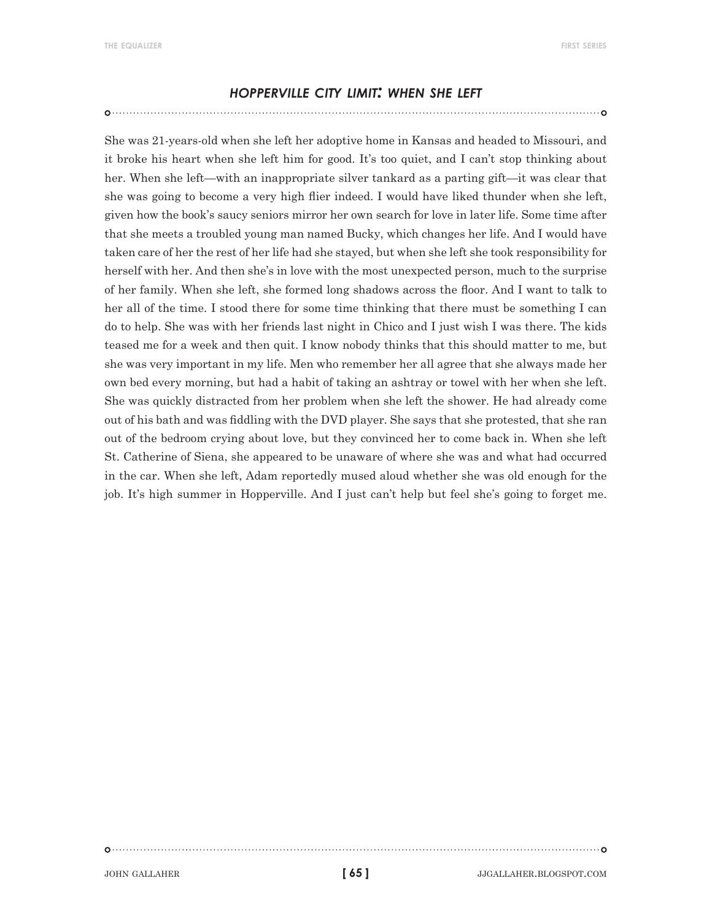### *HOPPERVILLE CITY LIMIT: WHEN SHE LEFT*

She was 21-years-old when she left her adoptive home in Kansas and headed to Missouri, and it broke his heart when she left him for good. It's too quiet, and I can't stop thinking about her. When she left—with an inappropriate silver tankard as a parting gift—it was clear that she was going to become a very high flier indeed. I would have liked thunder when she left, given how the book's saucy seniors mirror her own search for love in later life. Some time after that she meets a troubled young man named Bucky, which changes her life. And I would have taken care of her the rest of her life had she stayed, but when she left she took responsibility for herself with her. And then she's in love with the most unexpected person, much to the surprise of her family. When she left, she formed long shadows across the floor. And I want to talk to her all of the time. I stood there for some time thinking that there must be something I can do to help. She was with her friends last night in Chico and I just wish I was there. The kids teased me for a week and then quit. I know nobody thinks that this should matter to me, but she was very important in my life. Men who remember her all agree that she always made her own bed every morning, but had a habit of taking an ashtray or towel with her when she left. She was quickly distracted from her problem when she left the shower. He had already come out of his bath and was fiddling with the DVD player. She says that she protested, that she ran out of the bedroom crying about love, but they convinced her to come back in. When she left St. Catherine of Siena, she appeared to be unaware of where she was and what had occurred in the car. When she left, Adam reportedly mused aloud whether she was old enough for the job. It's high summer in Hopperville. And I just can't help but feel she's going to forget me.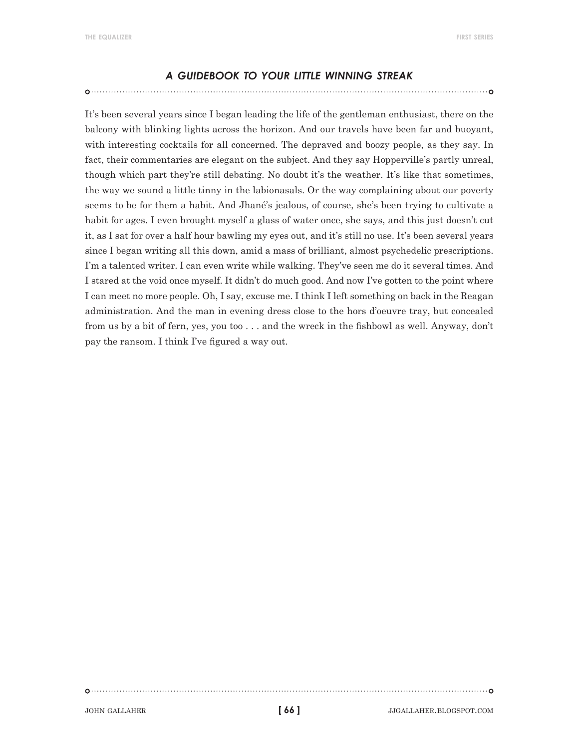### *A GUIDEBOOK TO YOUR LITTLE WINNING STREAK*

It's been several years since I began leading the life of the gentleman enthusiast, there on the balcony with blinking lights across the horizon. And our travels have been far and buoyant, with interesting cocktails for all concerned. The depraved and boozy people, as they say. In fact, their commentaries are elegant on the subject. And they say Hopperville's partly unreal, though which part they're still debating. No doubt it's the weather. It's like that sometimes, the way we sound a little tinny in the labionasals. Or the way complaining about our poverty seems to be for them a habit. And Jhané's jealous, of course, she's been trying to cultivate a habit for ages. I even brought myself a glass of water once, she says, and this just doesn't cut it, as I sat for over a half hour bawling my eyes out, and it's still no use. It's been several years since I began writing all this down, amid a mass of brilliant, almost psychedelic prescriptions. I'm a talented writer. I can even write while walking. They've seen me do it several times. And I stared at the void once myself. It didn't do much good. And now I've gotten to the point where I can meet no more people. Oh, I say, excuse me. I think I left something on back in the Reagan administration. And the man in evening dress close to the hors d'oeuvre tray, but concealed from us by a bit of fern, yes, you too . . . and the wreck in the fishbowl as well. Anyway, don't pay the ransom. I think I've figured a way out.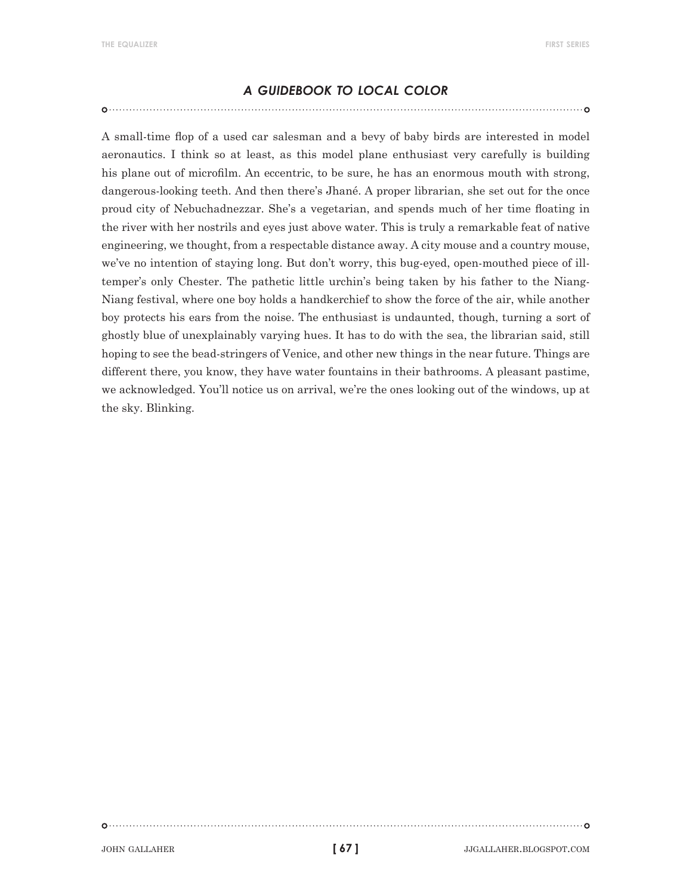## *A GUIDEBOOK TO LOCAL COLOR*

A small-time flop of a used car salesman and a bevy of baby birds are interested in model aeronautics. I think so at least, as this model plane enthusiast very carefully is building his plane out of microfilm. An eccentric, to be sure, he has an enormous mouth with strong, dangerous-looking teeth. And then there's Jhané. A proper librarian, she set out for the once proud city of Nebuchadnezzar. She's a vegetarian, and spends much of her time floating in the river with her nostrils and eyes just above water. This is truly a remarkable feat of native engineering, we thought, from a respectable distance away. A city mouse and a country mouse, we've no intention of staying long. But don't worry, this bug-eyed, open-mouthed piece of ill-temper's only Chester. The pathetic little urchin's being taken by his father to the Niang-Niang festival, where one boy holds a handkerchief to show the force of the air, while another boy protects his ears from the noise. The enthusiast is undaunted, though, turning a sort of ghostly blue of unexplainably varying hues. It has to do with the sea, the librarian said, still hoping to see the bead-stringers of Venice, and other new things in the near future. Things are different there, you know, they have water fountains in their bathrooms. A pleasant pastime, we acknowledged. You'll notice us on arrival, we're the ones looking out of the windows, up at the sky. Blinking.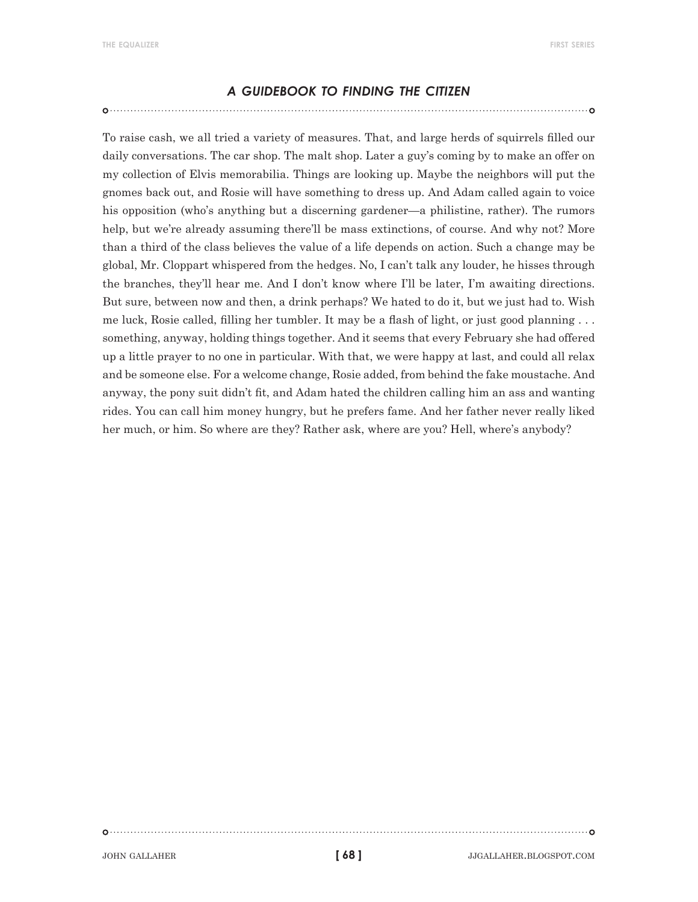## *A GUIDEBOOK TO FINDING THE CITIZEN*

To raise cash, we all tried a variety of measures. That, and large herds of squirrels filled our daily conversations. The car shop. The malt shop. Later a guy's coming by to make an offer on my collection of Elvis memorabilia. Things are looking up. Maybe the neighbors will put the gnomes back out, and Rosie will have something to dress up. And Adam called again to voice his opposition (who's anything but a discerning gardener—a philistine, rather). The rumors help, but we're already assuming there'll be mass extinctions, of course. And why not? More than a third of the class believes the value of a life depends on action. Such a change may be global, Mr. Cloppart whispered from the hedges. No, I can't talk any louder, he hisses through the branches, they'll hear me. And I don't know where I'll be later, I'm awaiting directions. But sure, between now and then, a drink perhaps? We hated to do it, but we just had to. Wish me luck, Rosie called, filling her tumbler. It may be a flash of light, or just good planning . . . something, anyway, holding things together. And it seems that every February she had offered up a little prayer to no one in particular. With that, we were happy at last, and could all relax and be someone else. For a welcome change, Rosie added, from behind the fake moustache. And anyway, the pony suit didn't fit, and Adam hated the children calling him an ass and wanting rides. You can call him money hungry, but he prefers fame. And her father never really liked her much, or him. So where are they? Rather ask, where are you? Hell, where's anybody?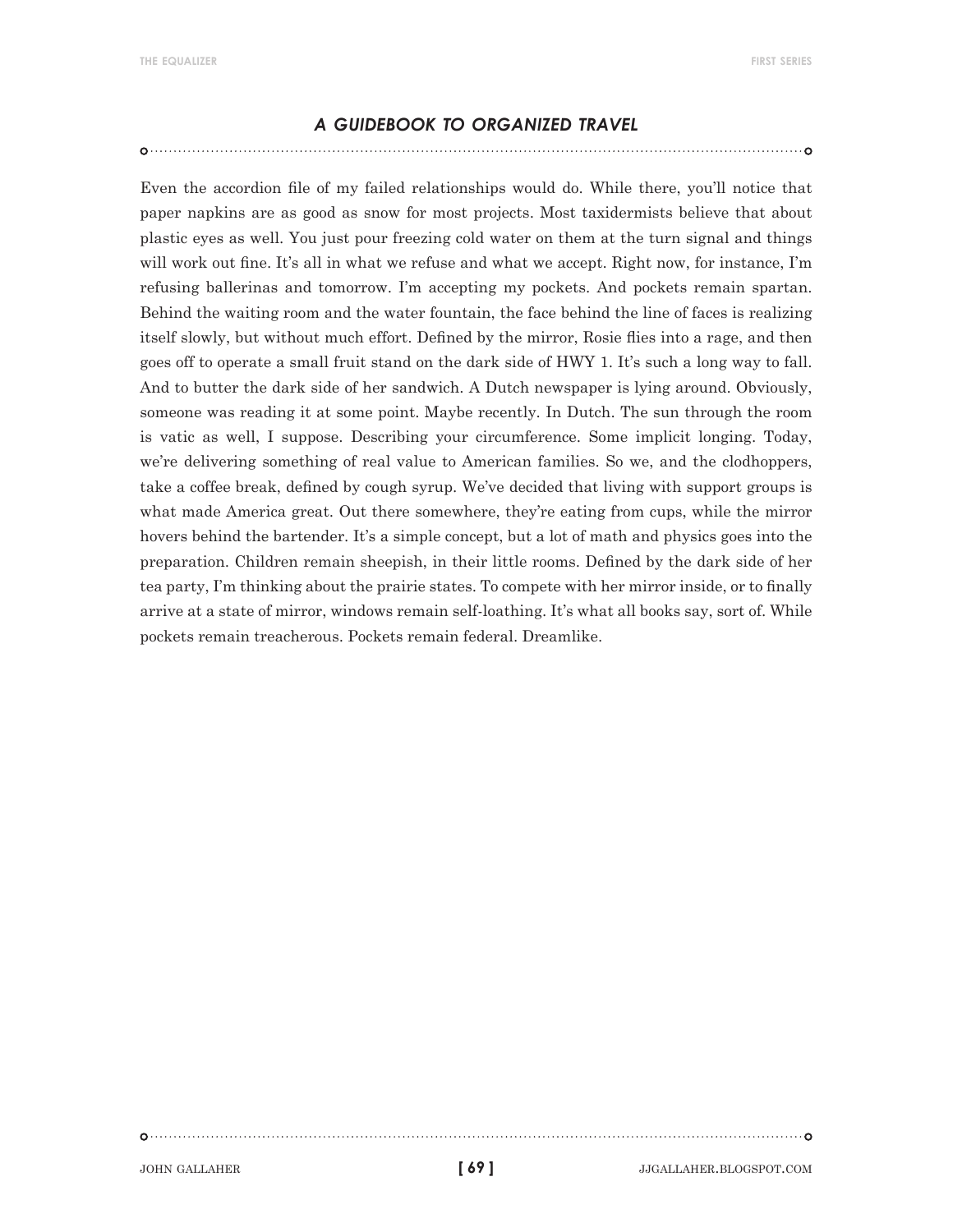## *A GUIDEBOOK TO ORGANIZED TRAVEL*

Even the accordion file of my failed relationships would do. While there, you'll notice that paper napkins are as good as snow for most projects. Most taxidermists believe that about plastic eyes as well. You just pour freezing cold water on them at the turn signal and things will work out fine. It's all in what we refuse and what we accept. Right now, for instance, I'm refusing ballerinas and tomorrow. I'm accepting my pockets. And pockets remain spartan. Behind the waiting room and the water fountain, the face behind the line of faces is realizing itself slowly, but without much effort. Defined by the mirror, Rosie flies into a rage, and then goes off to operate a small fruit stand on the dark side of HWY 1. It's such a long way to fall. And to butter the dark side of her sandwich. A Dutch newspaper is lying around. Obviously, someone was reading it at some point. Maybe recently. In Dutch. The sun through the room is vatic as well, I suppose. Describing your circumference. Some implicit longing. Today, we're delivering something of real value to American families. So we, and the clodhoppers, take a coffee break, defined by cough syrup. We've decided that living with support groups is what made America great. Out there somewhere, they're eating from cups, while the mirror hovers behind the bartender. It's a simple concept, but a lot of math and physics goes into the preparation. Children remain sheepish, in their little rooms. Defined by the dark side of her tea party, I'm thinking about the prairie states. To compete with her mirror inside, or to finally arrive at a state of mirror, windows remain self-loathing. It's what all books say, sort of. While pockets remain treacherous. Pockets remain federal. Dreamlike.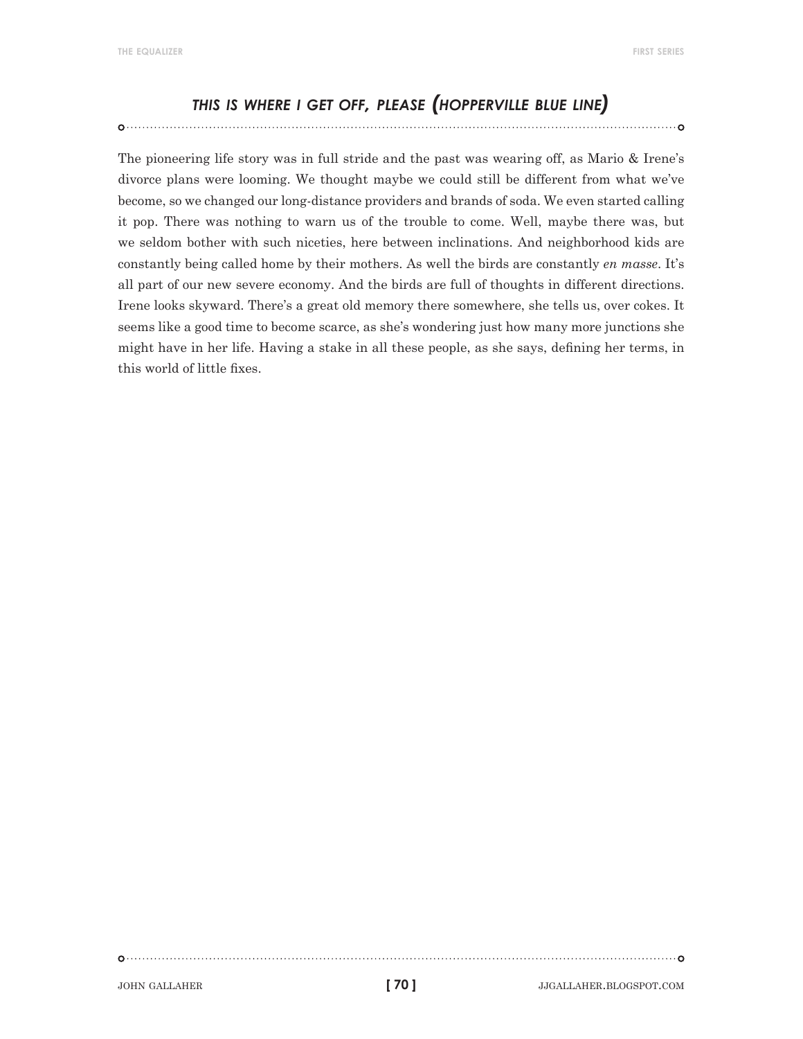## *THIS IS WHERE I GET OFF, PLEASE (HOPPERVILLE BLUE LINE)*

The pioneering life story was in full stride and the past was wearing off, as Mario & Irene's divorce plans were looming. We thought maybe we could still be different from what we've become, so we changed our long-distance providers and brands of soda. We even started calling it pop. There was nothing to warn us of the trouble to come. Well, maybe there was, but we seldom bother with such niceties, here between inclinations. And neighborhood kids are constantly being called home by their mothers. As well the birds are constantly *en masse*. It's all part of our new severe economy. And the birds are full of thoughts in different directions. Irene looks skyward. There's a great old memory there somewhere, she tells us, over cokes. It seems like a good time to become scarce, as she's wondering just how many more junctions she might have in her life. Having a stake in all these people, as she says, defining her terms, in this world of little fixes.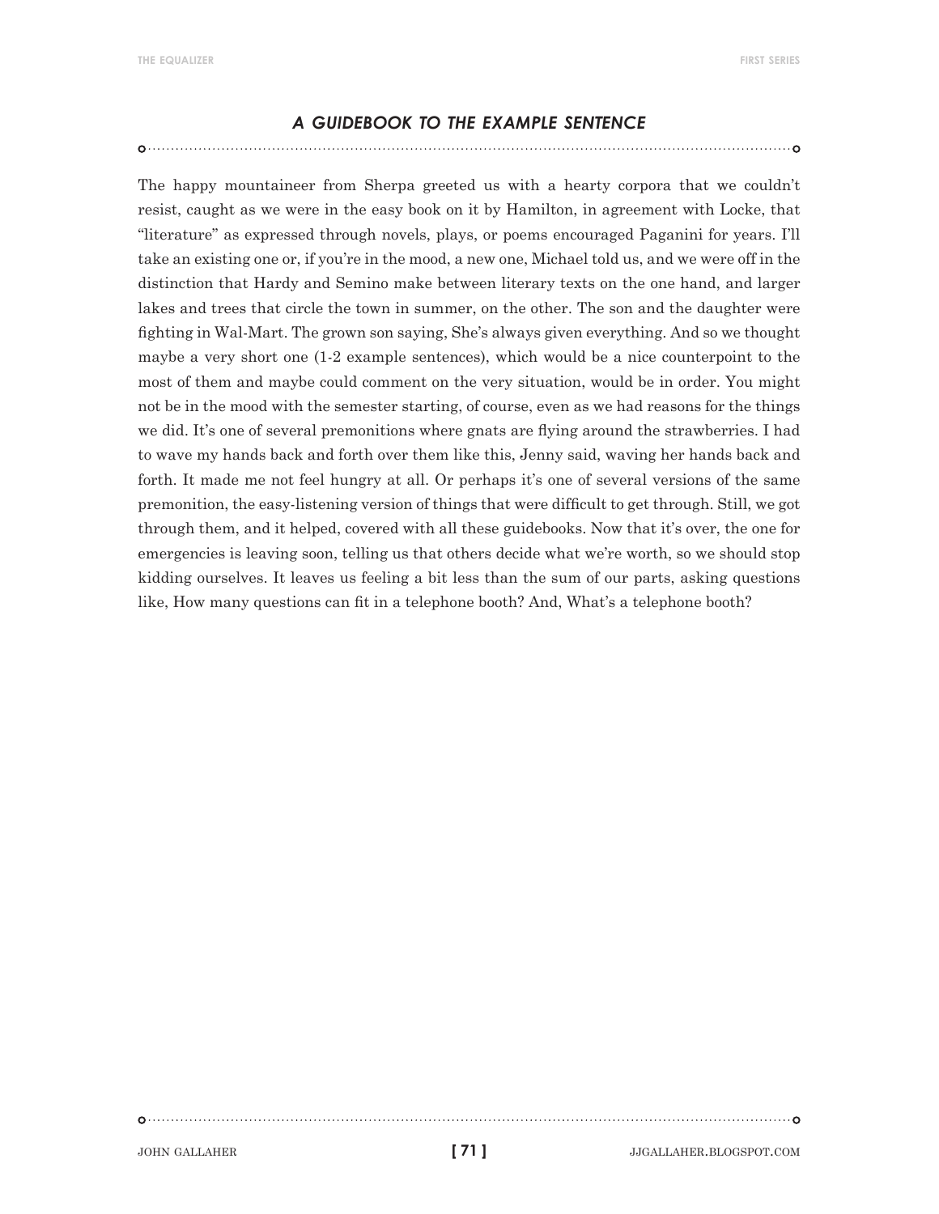## *A GUIDEBOOK TO THE EXAMPLE SENTENCE*

The happy mountaineer from Sherpa greeted us with a hearty corpora that we couldn't resist, caught as we were in the easy book on it by Hamilton, in agreement with Locke, that "literature" as expressed through novels, plays, or poems encouraged Paganini for years. I'll take an existing one or, if you're in the mood, a new one, Michael told us, and we were off in the distinction that Hardy and Semino make between literary texts on the one hand, and larger lakes and trees that circle the town in summer, on the other. The son and the daughter were fighting in Wal-Mart. The grown son saying, She's always given everything. And so we thought maybe a very short one (1-2 example sentences), which would be a nice counterpoint to the most of them and maybe could comment on the very situation, would be in order. You might not be in the mood with the semester starting, of course, even as we had reasons for the things we did. It's one of several premonitions where gnats are flying around the strawberries. I had to wave my hands back and forth over them like this, Jenny said, waving her hands back and forth. It made me not feel hungry at all. Or perhaps it's one of several versions of the same premonition, the easy-listening version of things that were difficult to get through. Still, we got through them, and it helped, covered with all these guidebooks. Now that it's over, the one for emergencies is leaving soon, telling us that others decide what we're worth, so we should stop kidding ourselves. It leaves us feeling a bit less than the sum of our parts, asking questions like, How many questions can fit in a telephone booth? And, What's a telephone booth?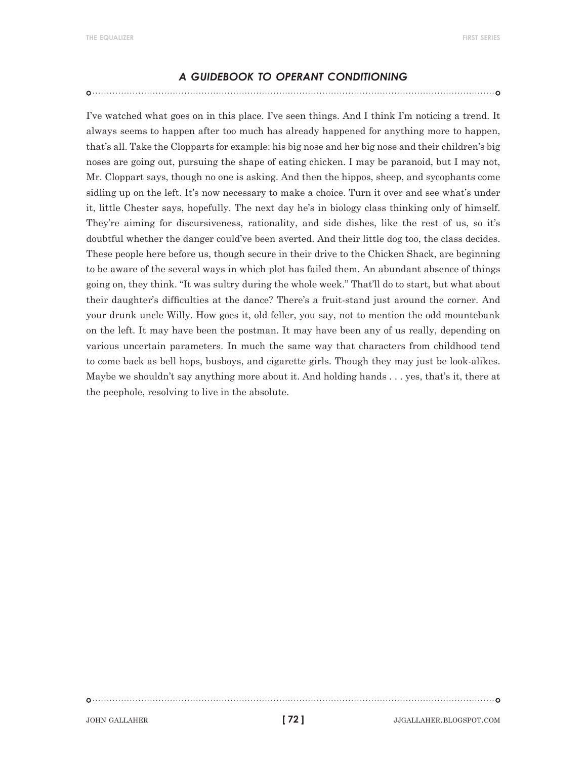## *A GUIDEBOOK TO OPERANT CONDITIONING*

I've watched what goes on in this place. I've seen things. And I think I'm noticing a trend. It always seems to happen after too much has already happened for anything more to happen, that's all. Take the Clopparts for example: his big nose and her big nose and their children's big noses are going out, pursuing the shape of eating chicken. I may be paranoid, but I may not, Mr. Cloppart says, though no one is asking. And then the hippos, sheep, and sycophants come sidling up on the left. It's now necessary to make a choice. Turn it over and see what's under it, little Chester says, hopefully. The next day he's in biology class thinking only of himself. They're aiming for discursiveness, rationality, and side dishes, like the rest of us, so it's doubtful whether the danger could've been averted. And their little dog too, the class decides. These people here before us, though secure in their drive to the Chicken Shack, are beginning to be aware of the several ways in which plot has failed them. An abundant absence of things going on, they think. "It was sultry during the whole week." That'll do to start, but what about their daughter's difficulties at the dance? There's a fruit-stand just around the corner. And your drunk uncle Willy. How goes it, old feller, you say, not to mention the odd mountebank on the left. It may have been the postman. It may have been any of us really, depending on various uncertain parameters. In much the same way that characters from childhood tend to come back as bell hops, busboys, and cigarette girls. Though they may just be look-alikes. Maybe we shouldn't say anything more about it. And holding hands . . . yes, that's it, there at the peephole, resolving to live in the absolute.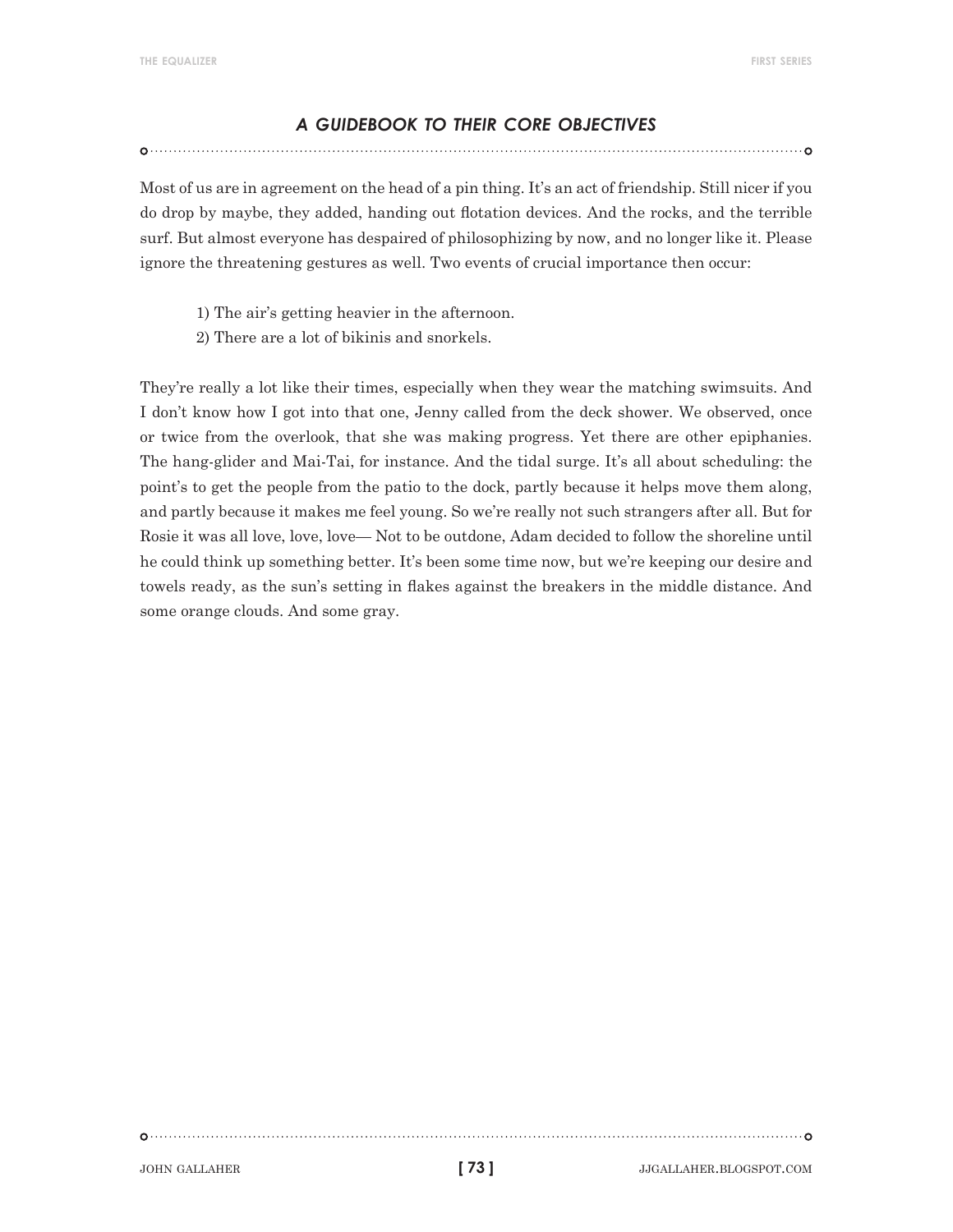## *A GUIDEBOOK TO THEIR CORE OBJECTIVES*

Most of us are in agreement on the head of a pin thing. It's an act of friendship. Still nicer if you do drop by maybe, they added, handing out flotation devices. And the rocks, and the terrible surf. But almost everyone has despaired of philosophizing by now, and no longer like it. Please ignore the threatening gestures as well. Two events of crucial importance then occur:

> 1) The air's getting heavier in the afternoon.
> 2) There are a lot of bikinis and snorkels.

They're really a lot like their times, especially when they wear the matching swimsuits. And I don't know how I got into that one, Jenny called from the deck shower. We observed, once or twice from the overlook, that she was making progress. Yet there are other epiphanies. The hang-glider and Mai-Tai, for instance. And the tidal surge. It's all about scheduling: the point's to get the people from the patio to the dock, partly because it helps move them along, and partly because it makes me feel young. So we're really not such strangers after all. But for Rosie it was all love, love, love— Not to be outdone, Adam decided to follow the shoreline until he could think up something better. It's been some time now, but we're keeping our desire and towels ready, as the sun's setting in flakes against the breakers in the middle distance. And some orange clouds. And some gray.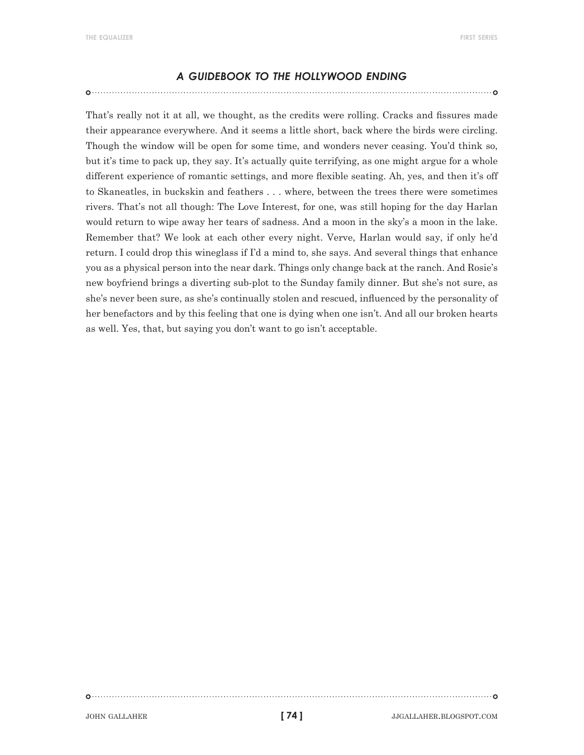## *A GUIDEBOOK TO THE HOLLYWOOD ENDING*

That's really not it at all, we thought, as the credits were rolling. Cracks and fissures made their appearance everywhere. And it seems a little short, back where the birds were circling. Though the window will be open for some time, and wonders never ceasing. You'd think so, but it's time to pack up, they say. It's actually quite terrifying, as one might argue for a whole different experience of romantic settings, and more flexible seating. Ah, yes, and then it's off to Skaneatles, in buckskin and feathers . . . where, between the trees there were sometimes rivers. That's not all though: The Love Interest, for one, was still hoping for the day Harlan would return to wipe away her tears of sadness. And a moon in the sky's a moon in the lake. Remember that? We look at each other every night. Verve, Harlan would say, if only he'd return. I could drop this wineglass if I'd a mind to, she says. And several things that enhance you as a physical person into the near dark. Things only change back at the ranch. And Rosie's new boyfriend brings a diverting sub-plot to the Sunday family dinner. But she's not sure, as she's never been sure, as she's continually stolen and rescued, influenced by the personality of her benefactors and by this feeling that one is dying when one isn't. And all our broken hearts as well. Yes, that, but saying you don't want to go isn't acceptable.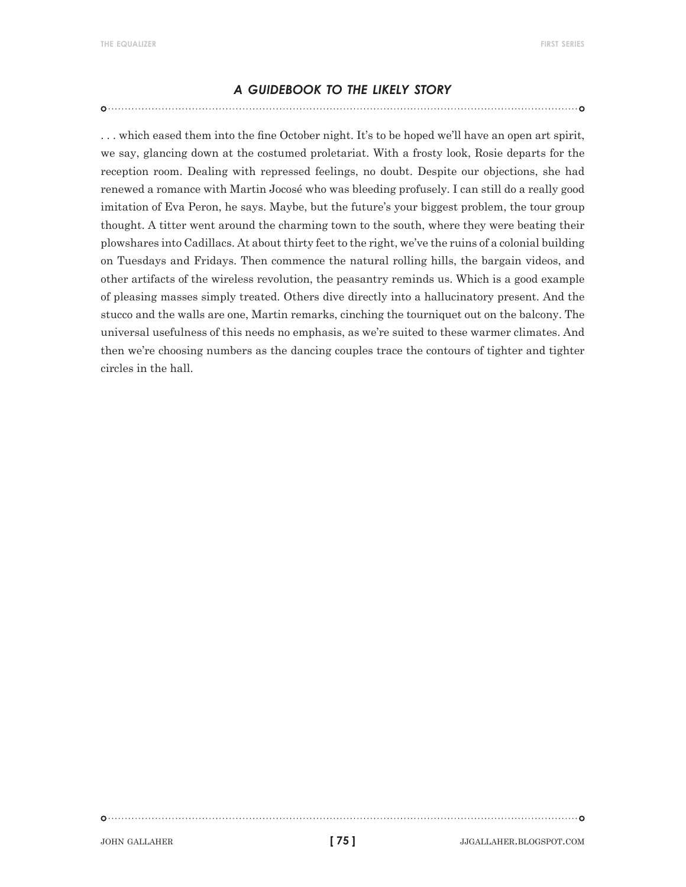## *A GUIDEBOOK TO THE LIKELY STORY*

. . . which eased them into the fine October night. It's to be hoped we'll have an open art spirit, we say, glancing down at the costumed proletariat. With a frosty look, Rosie departs for the reception room. Dealing with repressed feelings, no doubt. Despite our objections, she had renewed a romance with Martin Jocosé who was bleeding profusely. I can still do a really good imitation of Eva Peron, he says. Maybe, but the future's your biggest problem, the tour group thought. A titter went around the charming town to the south, where they were beating their plowshares into Cadillacs. At about thirty feet to the right, we've the ruins of a colonial building on Tuesdays and Fridays. Then commence the natural rolling hills, the bargain videos, and other artifacts of the wireless revolution, the peasantry reminds us. Which is a good example of pleasing masses simply treated. Others dive directly into a hallucinatory present. And the stucco and the walls are one, Martin remarks, cinching the tourniquet out on the balcony. The universal usefulness of this needs no emphasis, as we're suited to these warmer climates. And then we're choosing numbers as the dancing couples trace the contours of tighter and tighter circles in the hall.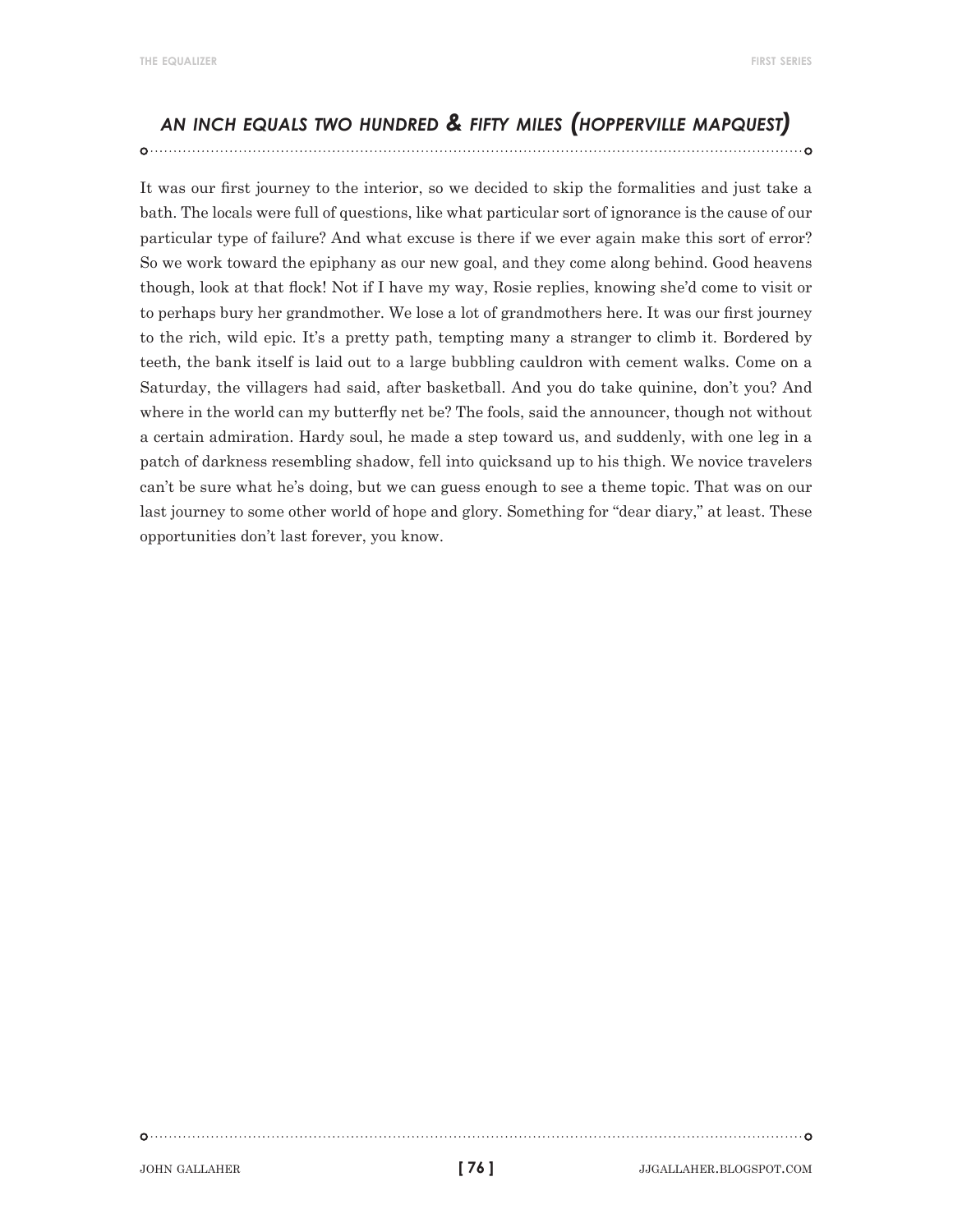## *An Inch Equals Two Hundred & Fifty Miles (Hopperville Mapquest)*

It was our first journey to the interior, so we decided to skip the formalities and just take a bath. The locals were full of questions, like what particular sort of ignorance is the cause of our particular type of failure? And what excuse is there if we ever again make this sort of error? So we work toward the epiphany as our new goal, and they come along behind. Good heavens though, look at that flock! Not if I have my way, Rosie replies, knowing she'd come to visit or to perhaps bury her grandmother. We lose a lot of grandmothers here. It was our first journey to the rich, wild epic. It's a pretty path, tempting many a stranger to climb it. Bordered by teeth, the bank itself is laid out to a large bubbling cauldron with cement walks. Come on a Saturday, the villagers had said, after basketball. And you do take quinine, don't you? And where in the world can my butterfly net be? The fools, said the announcer, though not without a certain admiration. Hardy soul, he made a step toward us, and suddenly, with one leg in a patch of darkness resembling shadow, fell into quicksand up to his thigh. We novice travelers can't be sure what he's doing, but we can guess enough to see a theme topic. That was on our last journey to some other world of hope and glory. Something for "dear diary," at least. These opportunities don't last forever, you know.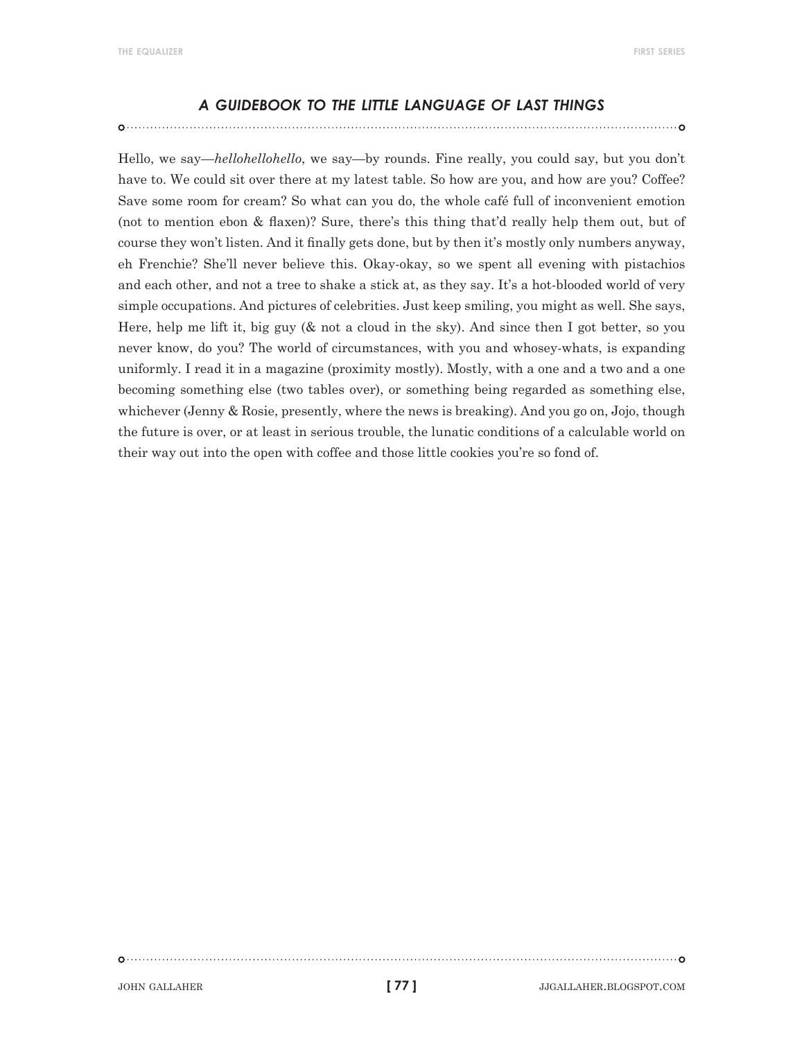### *A GUIDEBOOK TO THE LITTLE LANGUAGE OF LAST THINGS*

Hello, we say—*hellohellohello*, we say—by rounds. Fine really, you could say, but you don't have to. We could sit over there at my latest table. So how are you, and how are you? Coffee? Save some room for cream? So what can you do, the whole café full of inconvenient emotion (not to mention ebon & flaxen)? Sure, there's this thing that'd really help them out, but of course they won't listen. And it finally gets done, but by then it's mostly only numbers anyway, eh Frenchie? She'll never believe this. Okay-okay, so we spent all evening with pistachios and each other, and not a tree to shake a stick at, as they say. It's a hot-blooded world of very simple occupations. And pictures of celebrities. Just keep smiling, you might as well. She says, Here, help me lift it, big guy (& not a cloud in the sky). And since then I got better, so you never know, do you? The world of circumstances, with you and whosey-whats, is expanding uniformly. I read it in a magazine (proximity mostly). Mostly, with a one and a two and a one becoming something else (two tables over), or something being regarded as something else, whichever (Jenny & Rosie, presently, where the news is breaking). And you go on, Jojo, though the future is over, or at least in serious trouble, the lunatic conditions of a calculable world on their way out into the open with coffee and those little cookies you're so fond of.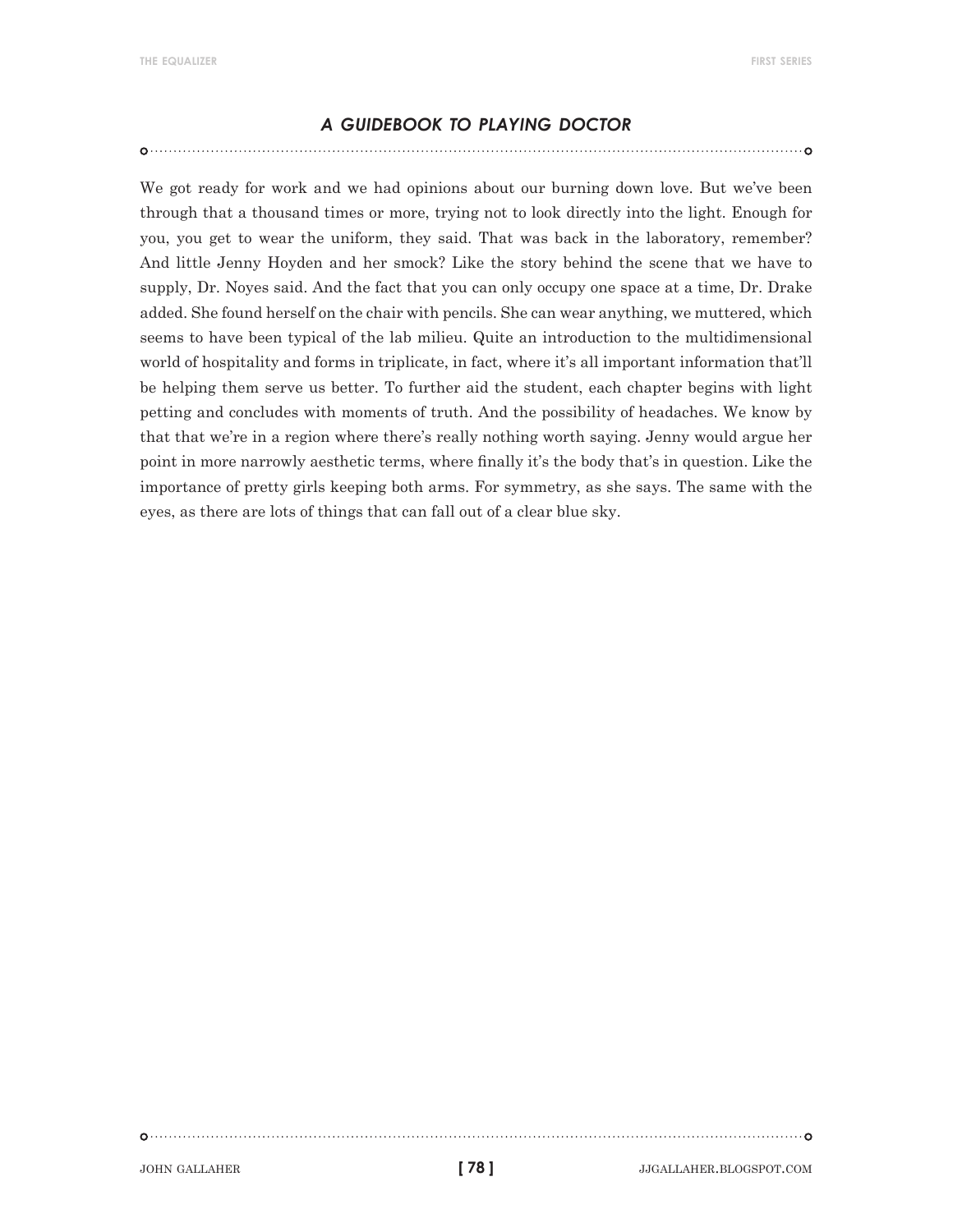## *A GUIDEBOOK TO PLAYING DOCTOR*

We got ready for work and we had opinions about our burning down love. But we've been through that a thousand times or more, trying not to look directly into the light. Enough for you, you get to wear the uniform, they said. That was back in the laboratory, remember? And little Jenny Hoyden and her smock? Like the story behind the scene that we have to supply, Dr. Noyes said. And the fact that you can only occupy one space at a time, Dr. Drake added. She found herself on the chair with pencils. She can wear anything, we muttered, which seems to have been typical of the lab milieu. Quite an introduction to the multidimensional world of hospitality and forms in triplicate, in fact, where it's all important information that'll be helping them serve us better. To further aid the student, each chapter begins with light petting and concludes with moments of truth. And the possibility of headaches. We know by that that we're in a region where there's really nothing worth saying. Jenny would argue her point in more narrowly aesthetic terms, where finally it's the body that's in question. Like the importance of pretty girls keeping both arms. For symmetry, as she says. The same with the eyes, as there are lots of things that can fall out of a clear blue sky.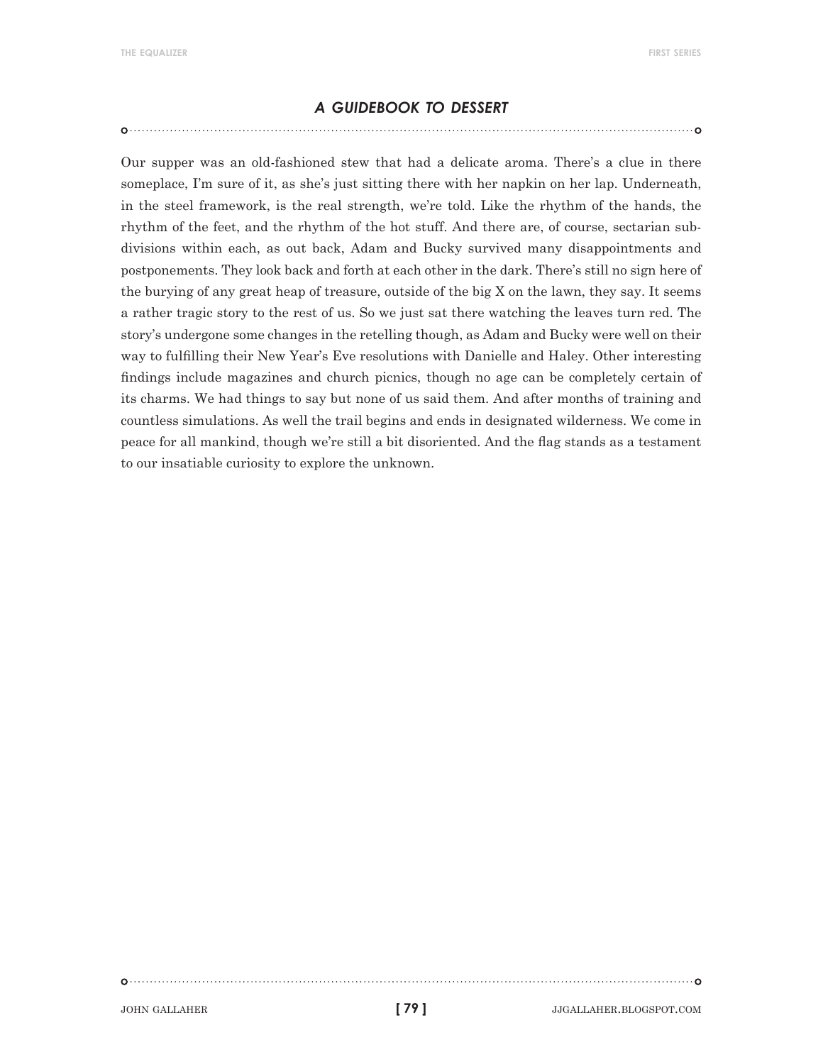## *A GUIDEBOOK TO DESSERT*

Our supper was an old-fashioned stew that had a delicate aroma. There's a clue in there someplace, I'm sure of it, as she's just sitting there with her napkin on her lap. Underneath, in the steel framework, is the real strength, we're told. Like the rhythm of the hands, the rhythm of the feet, and the rhythm of the hot stuff. And there are, of course, sectarian subdivisions within each, as out back, Adam and Bucky survived many disappointments and postponements. They look back and forth at each other in the dark. There's still no sign here of the burying of any great heap of treasure, outside of the big X on the lawn, they say. It seems a rather tragic story to the rest of us. So we just sat there watching the leaves turn red. The story's undergone some changes in the retelling though, as Adam and Bucky were well on their way to fulfilling their New Year's Eve resolutions with Danielle and Haley. Other interesting findings include magazines and church picnics, though no age can be completely certain of its charms. We had things to say but none of us said them. And after months of training and countless simulations. As well the trail begins and ends in designated wilderness. We come in peace for all mankind, though we're still a bit disoriented. And the flag stands as a testament to our insatiable curiosity to explore the unknown.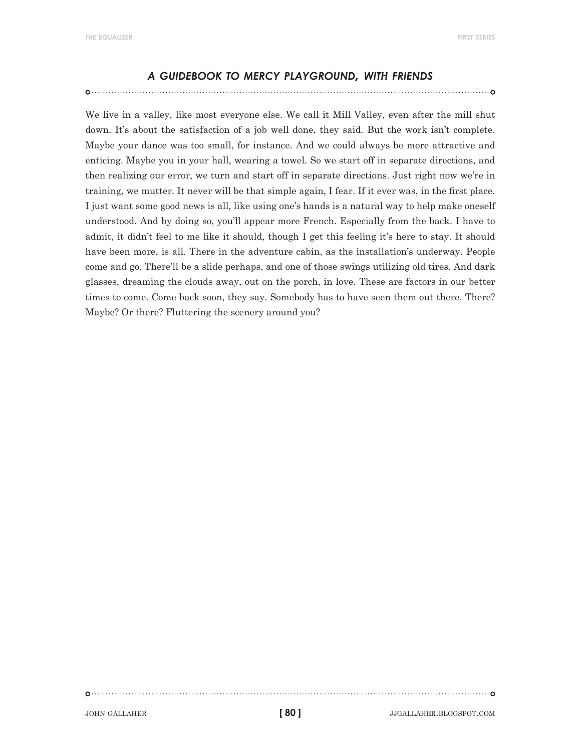## *A GUIDEBOOK TO MERCY PLAYGROUND, WITH FRIENDS*

We live in a valley, like most everyone else. We call it Mill Valley, even after the mill shut down. It's about the satisfaction of a job well done, they said. But the work isn't complete. Maybe your dance was too small, for instance. And we could always be more attractive and enticing. Maybe you in your hall, wearing a towel. So we start off in separate directions, and then realizing our error, we turn and start off in separate directions. Just right now we're in training, we mutter. It never will be that simple again, I fear. If it ever was, in the first place. I just want some good news is all, like using one's hands is a natural way to help make oneself understood. And by doing so, you'll appear more French. Especially from the back. I have to admit, it didn't feel to me like it should, though I get this feeling it's here to stay. It should have been more, is all. There in the adventure cabin, as the installation's underway. People come and go. There'll be a slide perhaps, and one of those swings utilizing old tires. And dark glasses, dreaming the clouds away, out on the porch, in love. These are factors in our better times to come. Come back soon, they say. Somebody has to have seen them out there. There? Maybe? Or there? Fluttering the scenery around you?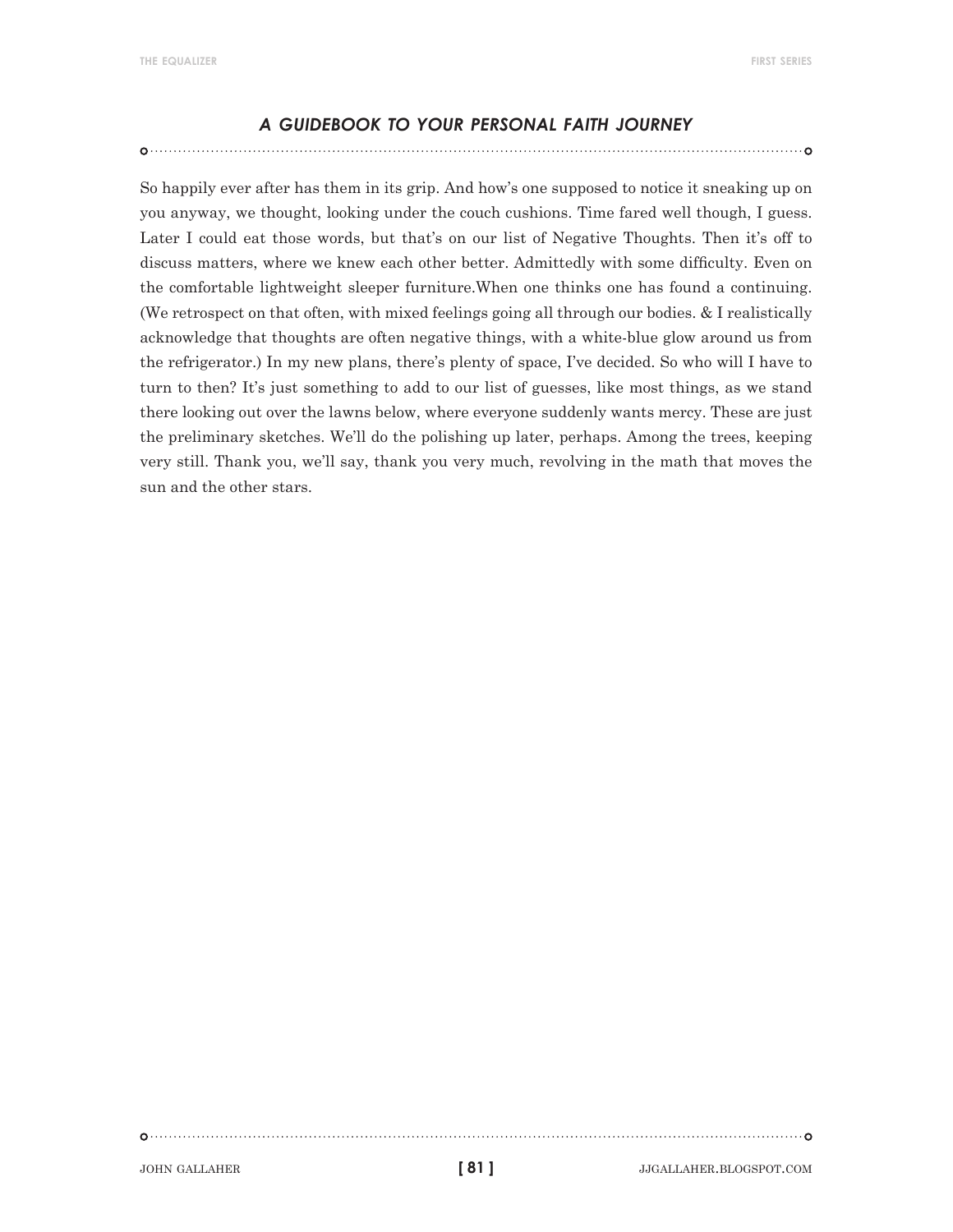## *A GUIDEBOOK TO YOUR PERSONAL FAITH JOURNEY*

So happily ever after has them in its grip. And how's one supposed to notice it sneaking up on you anyway, we thought, looking under the couch cushions. Time fared well though, I guess. Later I could eat those words, but that's on our list of Negative Thoughts. Then it's off to discuss matters, where we knew each other better. Admittedly with some difficulty. Even on the comfortable lightweight sleeper furniture.When one thinks one has found a continuing. (We retrospect on that often, with mixed feelings going all through our bodies. & I realistically acknowledge that thoughts are often negative things, with a white-blue glow around us from the refrigerator.) In my new plans, there's plenty of space, I've decided. So who will I have to turn to then? It's just something to add to our list of guesses, like most things, as we stand there looking out over the lawns below, where everyone suddenly wants mercy. These are just the preliminary sketches. We'll do the polishing up later, perhaps. Among the trees, keeping very still. Thank you, we'll say, thank you very much, revolving in the math that moves the sun and the other stars.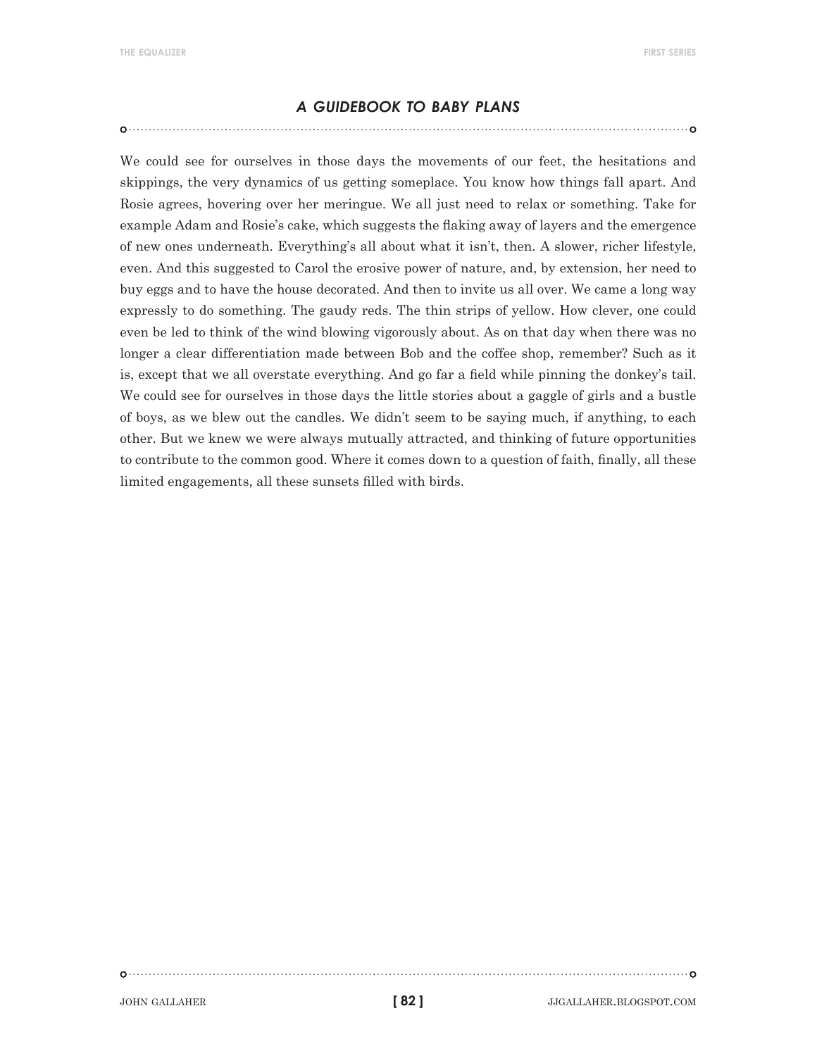## *A GUIDEBOOK TO BABY PLANS*

We could see for ourselves in those days the movements of our feet, the hesitations and skippings, the very dynamics of us getting someplace. You know how things fall apart. And Rosie agrees, hovering over her meringue. We all just need to relax or something. Take for example Adam and Rosie's cake, which suggests the flaking away of layers and the emergence of new ones underneath. Everything's all about what it isn't, then. A slower, richer lifestyle, even. And this suggested to Carol the erosive power of nature, and, by extension, her need to buy eggs and to have the house decorated. And then to invite us all over. We came a long way expressly to do something. The gaudy reds. The thin strips of yellow. How clever, one could even be led to think of the wind blowing vigorously about. As on that day when there was no longer a clear differentiation made between Bob and the coffee shop, remember? Such as it is, except that we all overstate everything. And go far a field while pinning the donkey's tail. We could see for ourselves in those days the little stories about a gaggle of girls and a bustle of boys, as we blew out the candles. We didn't seem to be saying much, if anything, to each other. But we knew we were always mutually attracted, and thinking of future opportunities to contribute to the common good. Where it comes down to a question of faith, finally, all these limited engagements, all these sunsets filled with birds.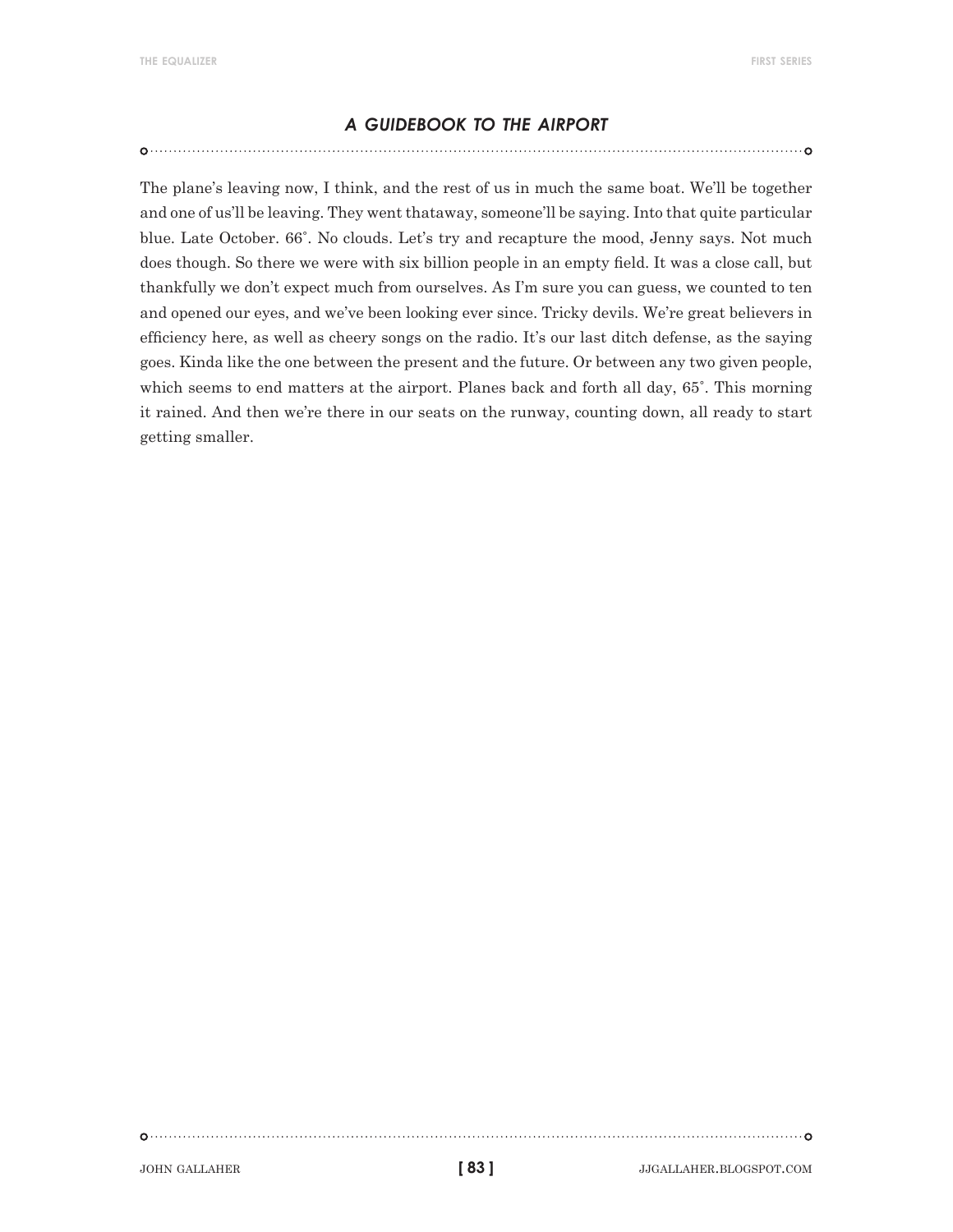## *A GUIDEBOOK TO THE AIRPORT*

The plane's leaving now, I think, and the rest of us in much the same boat. We'll be together and one of us'll be leaving. They went thataway, someone'll be saying. Into that quite particular blue. Late October. 66˚. No clouds. Let's try and recapture the mood, Jenny says. Not much does though. So there we were with six billion people in an empty field. It was a close call, but thankfully we don't expect much from ourselves. As I'm sure you can guess, we counted to ten and opened our eyes, and we've been looking ever since. Tricky devils. We're great believers in efficiency here, as well as cheery songs on the radio. It's our last ditch defense, as the saying goes. Kinda like the one between the present and the future. Or between any two given people, which seems to end matters at the airport. Planes back and forth all day, 65˚. This morning it rained. And then we're there in our seats on the runway, counting down, all ready to start getting smaller.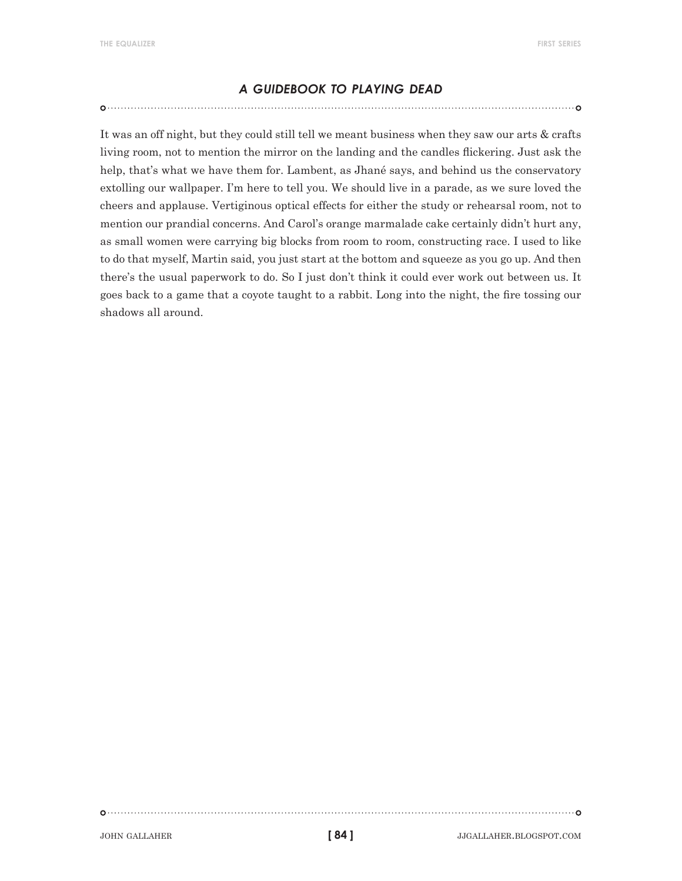## *A GUIDEBOOK TO PLAYING DEAD*

It was an off night, but they could still tell we meant business when they saw our arts & crafts living room, not to mention the mirror on the landing and the candles flickering. Just ask the help, that's what we have them for. Lambent, as Jhané says, and behind us the conservatory extolling our wallpaper. I'm here to tell you. We should live in a parade, as we sure loved the cheers and applause. Vertiginous optical effects for either the study or rehearsal room, not to mention our prandial concerns. And Carol's orange marmalade cake certainly didn't hurt any, as small women were carrying big blocks from room to room, constructing race. I used to like to do that myself, Martin said, you just start at the bottom and squeeze as you go up. And then there's the usual paperwork to do. So I just don't think it could ever work out between us. It goes back to a game that a coyote taught to a rabbit. Long into the night, the fire tossing our shadows all around.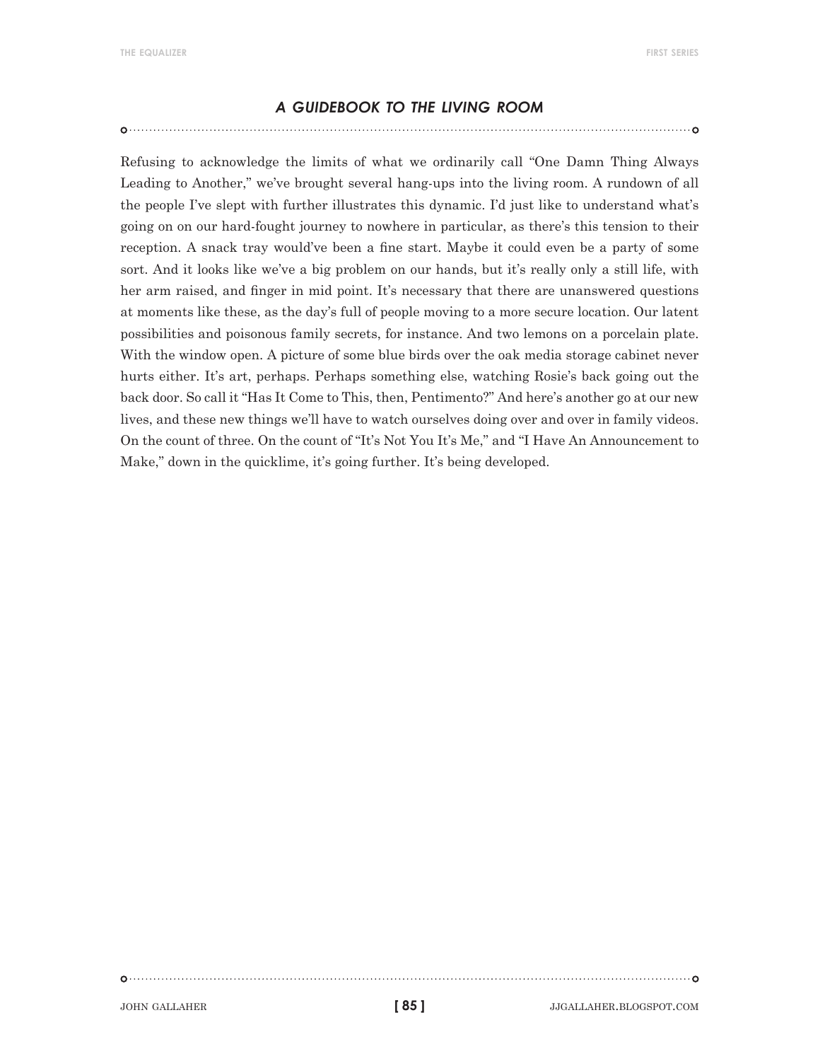## *A GUIDEBOOK TO THE LIVING ROOM*

Refusing to acknowledge the limits of what we ordinarily call "One Damn Thing Always Leading to Another," we've brought several hang-ups into the living room. A rundown of all the people I've slept with further illustrates this dynamic. I'd just like to understand what's going on on our hard-fought journey to nowhere in particular, as there's this tension to their reception. A snack tray would've been a fine start. Maybe it could even be a party of some sort. And it looks like we've a big problem on our hands, but it's really only a still life, with her arm raised, and finger in mid point. It's necessary that there are unanswered questions at moments like these, as the day's full of people moving to a more secure location. Our latent possibilities and poisonous family secrets, for instance. And two lemons on a porcelain plate. With the window open. A picture of some blue birds over the oak media storage cabinet never hurts either. It's art, perhaps. Perhaps something else, watching Rosie's back going out the back door. So call it "Has It Come to This, then, Pentimento?" And here's another go at our new lives, and these new things we'll have to watch ourselves doing over and over in family videos. On the count of three. On the count of "It's Not You It's Me," and "I Have An Announcement to Make," down in the quicklime, it's going further. It's being developed.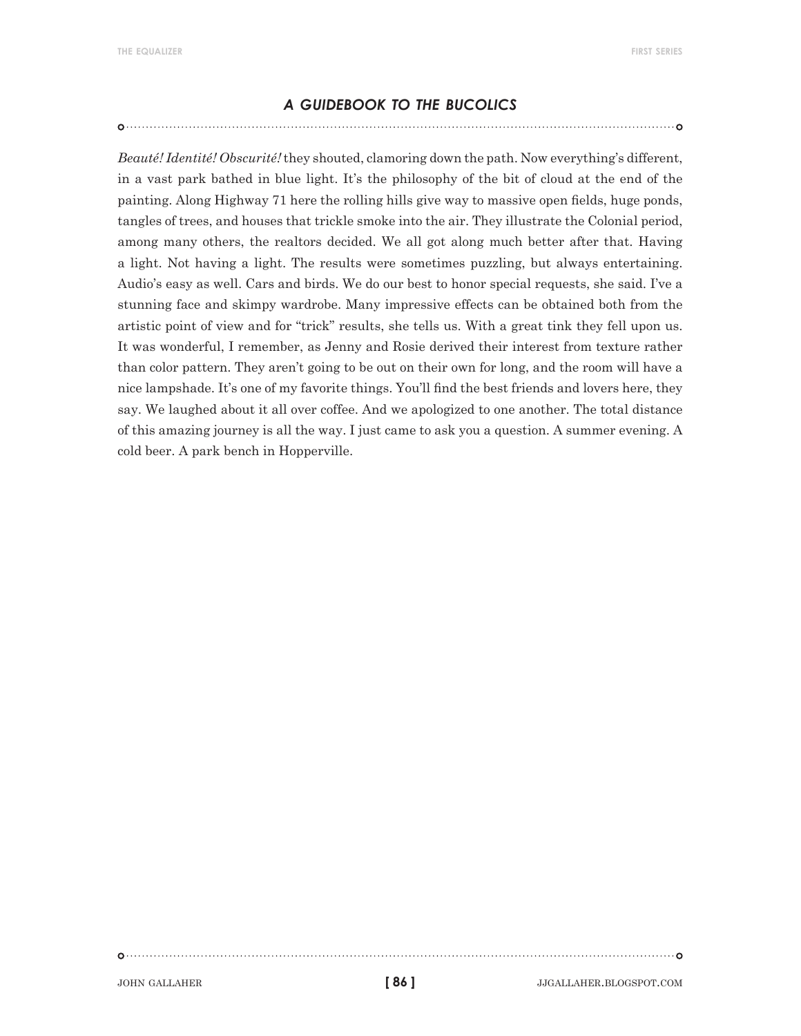## *A GUIDEBOOK TO THE BUCOLICS*

*Beauté! Identité! Obscurité!* they shouted, clamoring down the path. Now everything's different, in a vast park bathed in blue light. It's the philosophy of the bit of cloud at the end of the painting. Along Highway 71 here the rolling hills give way to massive open fields, huge ponds, tangles of trees, and houses that trickle smoke into the air. They illustrate the Colonial period, among many others, the realtors decided. We all got along much better after that. Having a light. Not having a light. The results were sometimes puzzling, but always entertaining. Audio's easy as well. Cars and birds. We do our best to honor special requests, she said. I've a stunning face and skimpy wardrobe. Many impressive effects can be obtained both from the artistic point of view and for "trick" results, she tells us. With a great tink they fell upon us. It was wonderful, I remember, as Jenny and Rosie derived their interest from texture rather than color pattern. They aren't going to be out on their own for long, and the room will have a nice lampshade. It's one of my favorite things. You'll find the best friends and lovers here, they say. We laughed about it all over coffee. And we apologized to one another. The total distance of this amazing journey is all the way. I just came to ask you a question. A summer evening. A cold beer. A park bench in Hopperville.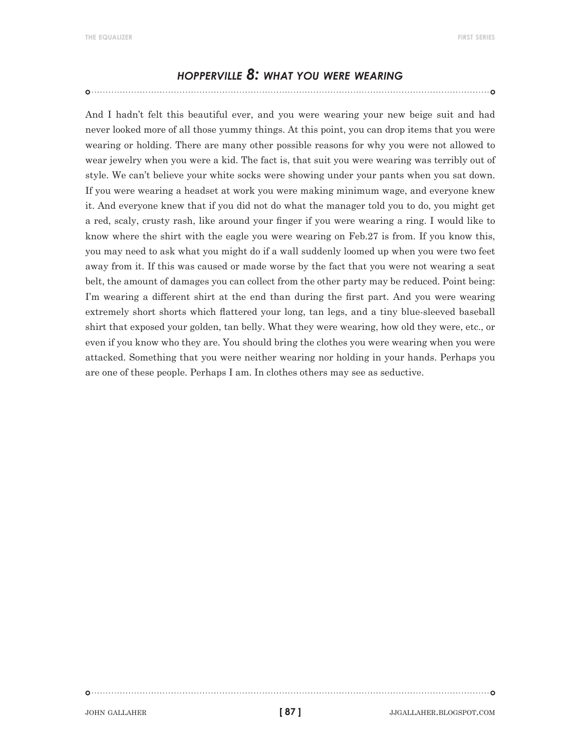## *HOPPERVILLE 8: WHAT YOU WERE WEARING*

And I hadn't felt this beautiful ever, and you were wearing your new beige suit and had never looked more of all those yummy things. At this point, you can drop items that you were wearing or holding. There are many other possible reasons for why you were not allowed to wear jewelry when you were a kid. The fact is, that suit you were wearing was terribly out of style. We can't believe your white socks were showing under your pants when you sat down. If you were wearing a headset at work you were making minimum wage, and everyone knew it. And everyone knew that if you did not do what the manager told you to do, you might get a red, scaly, crusty rash, like around your finger if you were wearing a ring. I would like to know where the shirt with the eagle you were wearing on Feb.27 is from. If you know this, you may need to ask what you might do if a wall suddenly loomed up when you were two feet away from it. If this was caused or made worse by the fact that you were not wearing a seat belt, the amount of damages you can collect from the other party may be reduced. Point being: I'm wearing a different shirt at the end than during the first part. And you were wearing extremely short shorts which flattered your long, tan legs, and a tiny blue-sleeved baseball shirt that exposed your golden, tan belly. What they were wearing, how old they were, etc., or even if you know who they are. You should bring the clothes you were wearing when you were attacked. Something that you were neither wearing nor holding in your hands. Perhaps you are one of these people. Perhaps I am. In clothes others may see as seductive.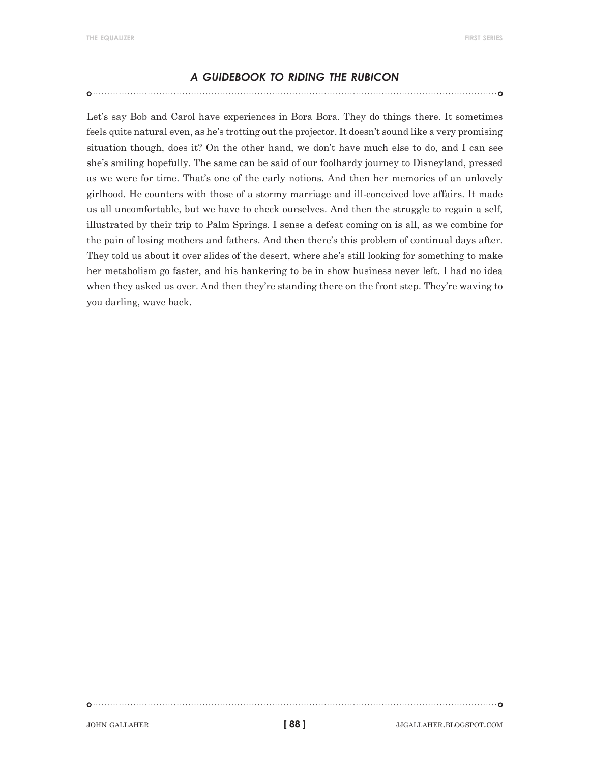## *A GUIDEBOOK TO RIDING THE RUBICON*

Let's say Bob and Carol have experiences in Bora Bora. They do things there. It sometimes feels quite natural even, as he's trotting out the projector. It doesn't sound like a very promising situation though, does it? On the other hand, we don't have much else to do, and I can see she's smiling hopefully. The same can be said of our foolhardy journey to Disneyland, pressed as we were for time. That's one of the early notions. And then her memories of an unlovely girlhood. He counters with those of a stormy marriage and ill-conceived love affairs. It made us all uncomfortable, but we have to check ourselves. And then the struggle to regain a self, illustrated by their trip to Palm Springs. I sense a defeat coming on is all, as we combine for the pain of losing mothers and fathers. And then there's this problem of continual days after. They told us about it over slides of the desert, where she's still looking for something to make her metabolism go faster, and his hankering to be in show business never left. I had no idea when they asked us over. And then they're standing there on the front step. They're waving to you darling, wave back.